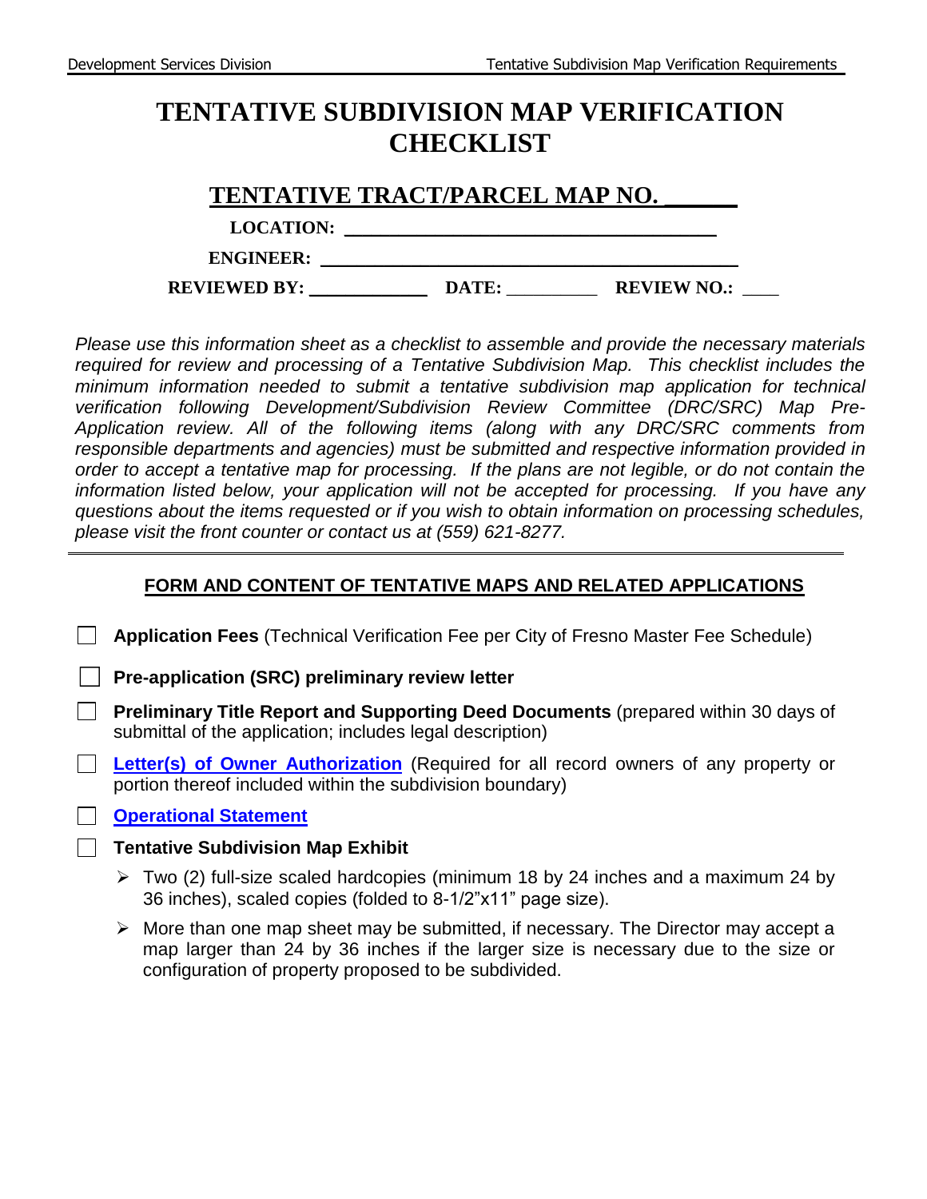# TENTATIVE SUBDIVISION MAP VERIFICATION CHECKLIST

## TENTATIVE TRACT/PARCEL MAP NO. ______

**LOCATION:** ________________________________________

**ENGINEER:** ________________________________________

**REVIEWED BY:** ____________ **DATE:** __________ **REVIEW NO.:** ____

*Please use this information sheet as a checklist to assemble and provide the necessary materials required for review and processing of a Tentative Subdivision Map. This checklist includes the minimum information needed to submit a tentative subdivision map application for technical verification following Development/Subdivision Review Committee (DRC/SRC) Map Pre-Application review. All of the following items (along with any DRC/SRC comments from responsible departments and agencies) must be submitted and respective information provided in order to accept a tentative map for processing. If the plans are not legible, or do not contain the information listed below, your application will not be accepted for processing. If you have any questions about the items requested or if you wish to obtain information on processing schedules, please visit the front counter or contact us at (559) 621-8277.*

---

### FORM AND CONTENT OF TENTATIVE MAPS AND RELATED APPLICATIONS

- ☐ **Application Fees** (Technical Verification Fee per City of Fresno Master Fee Schedule)
- ☐ **Pre-application (SRC) preliminary review letter**
- ☐ **Preliminary Title Report and Supporting Deed Documents** (prepared within 30 days of submittal of the application; includes legal description)
- ☐ **Letter(s) of Owner Authorization** (Required for all record owners of any property or portion thereof included within the subdivision boundary)
- ☐ **Operational Statement**
- ☐ **Tentative Subdivision Map Exhibit**
  - Two (2) full-size scaled hardcopies (minimum 18 by 24 inches and a maximum 24 by 36 inches), scaled copies (folded to 8-1/2"x11" page size).
  - More than one map sheet may be submitted, if necessary. The Director may accept a map larger than 24 by 36 inches if the larger size is necessary due to the size or configuration of property proposed to be subdivided.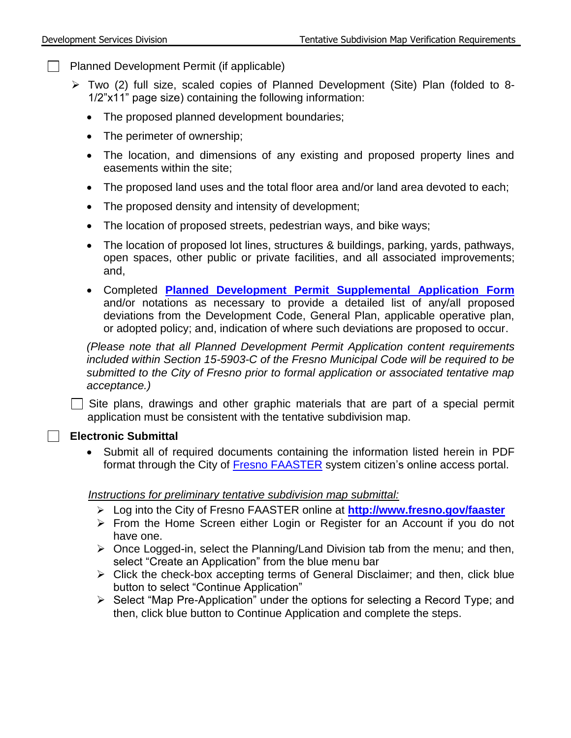- [ ] Planned Development Permit (if applicable)

  - Two (2) full size, scaled copies of Planned Development (Site) Plan (folded to 8-1/2"x11" page size) containing the following information:

    - The proposed planned development boundaries;
    - The perimeter of ownership;
    - The location, and dimensions of any existing and proposed property lines and easements within the site;
    - The proposed land uses and the total floor area and/or land area devoted to each;
    - The proposed density and intensity of development;
    - The location of proposed streets, pedestrian ways, and bike ways;
    - The location of proposed lot lines, structures & buildings, parking, yards, pathways, open spaces, other public or private facilities, and all associated improvements; and,
    - Completed **Planned Development Permit Supplemental Application Form** and/or notations as necessary to provide a detailed list of any/all proposed deviations from the Development Code, General Plan, applicable operative plan, or adopted policy; and, indication of where such deviations are proposed to occur.

  *(Please note that all Planned Development Permit Application content requirements included within Section 15-5903-C of the Fresno Municipal Code will be required to be submitted to the City of Fresno prior to formal application or associated tentative map acceptance.)*

  - [ ] Site plans, drawings and other graphic materials that are part of a special permit application must be consistent with the tentative subdivision map.

- [ ] **Electronic Submittal**

  - Submit all of required documents containing the information listed herein in PDF format through the City of Fresno FAASTER system citizen's online access portal.

  *<u>Instructions for preliminary tentative subdivision map submittal:</u>*

  - Log into the City of Fresno FAASTER online at **http://www.fresno.gov/faaster**
  - From the Home Screen either Login or Register for an Account if you do not have one.
  - Once Logged-in, select the Planning/Land Division tab from the menu; and then, select "Create an Application" from the blue menu bar
  - Click the check-box accepting terms of General Disclaimer; and then, click blue button to select "Continue Application"
  - Select "Map Pre-Application" under the options for selecting a Record Type; and then, click blue button to Continue Application and complete the steps.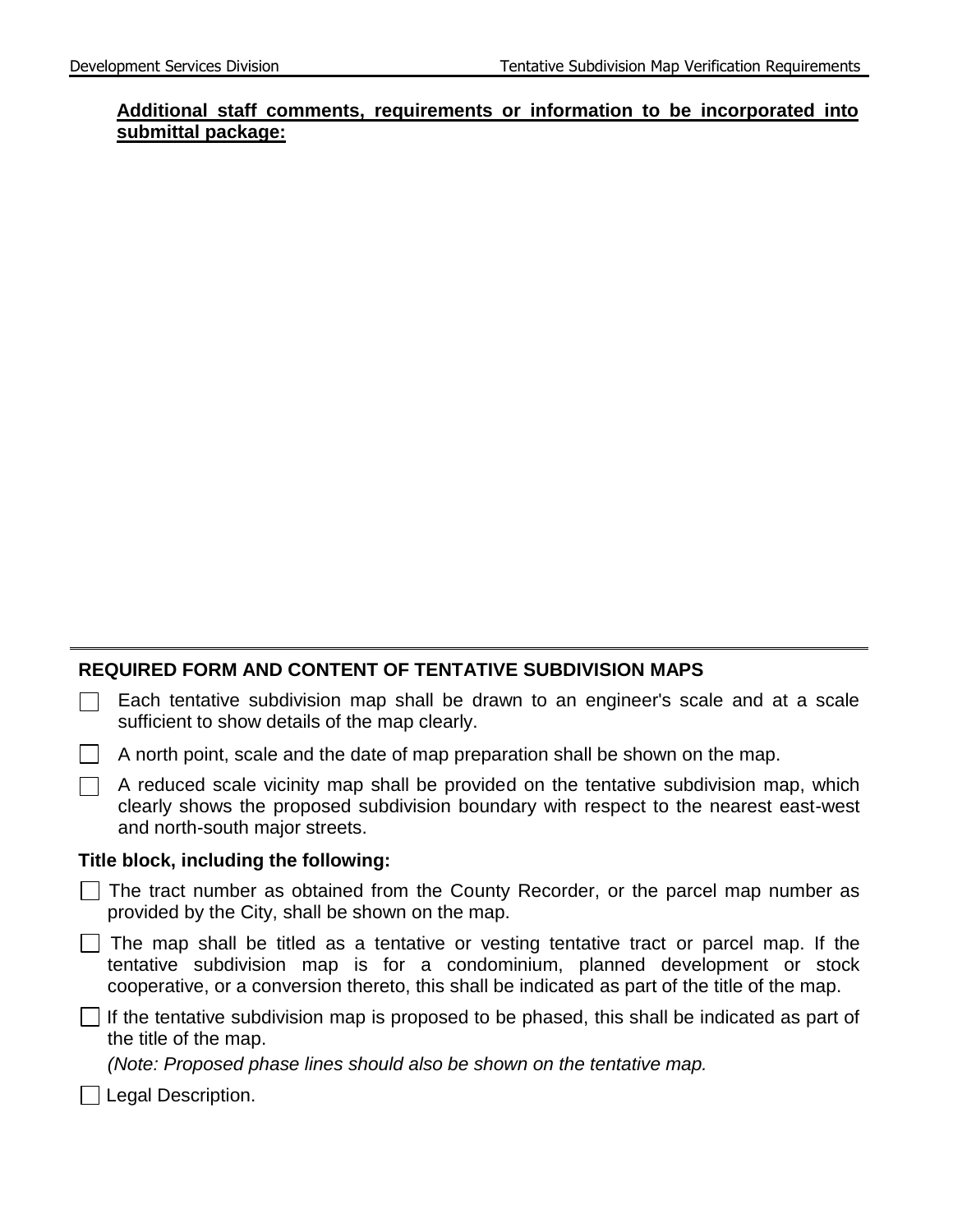**Additional staff comments, requirements or information to be incorporated into submittal package:**

---

**REQUIRED FORM AND CONTENT OF TENTATIVE SUBDIVISION MAPS**

- [ ] Each tentative subdivision map shall be drawn to an engineer's scale and at a scale sufficient to show details of the map clearly.
- [ ] A north point, scale and the date of map preparation shall be shown on the map.
- [ ] A reduced scale vicinity map shall be provided on the tentative subdivision map, which clearly shows the proposed subdivision boundary with respect to the nearest east-west and north-south major streets.

**Title block, including the following:**

- [ ] The tract number as obtained from the County Recorder, or the parcel map number as provided by the City, shall be shown on the map.
- [ ] The map shall be titled as a tentative or vesting tentative tract or parcel map. If the tentative subdivision map is for a condominium, planned development or stock cooperative, or a conversion thereto, this shall be indicated as part of the title of the map.
- [ ] If the tentative subdivision map is proposed to be phased, this shall be indicated as part of the title of the map.

  *(Note: Proposed phase lines should also be shown on the tentative map.*
- [ ] Legal Description.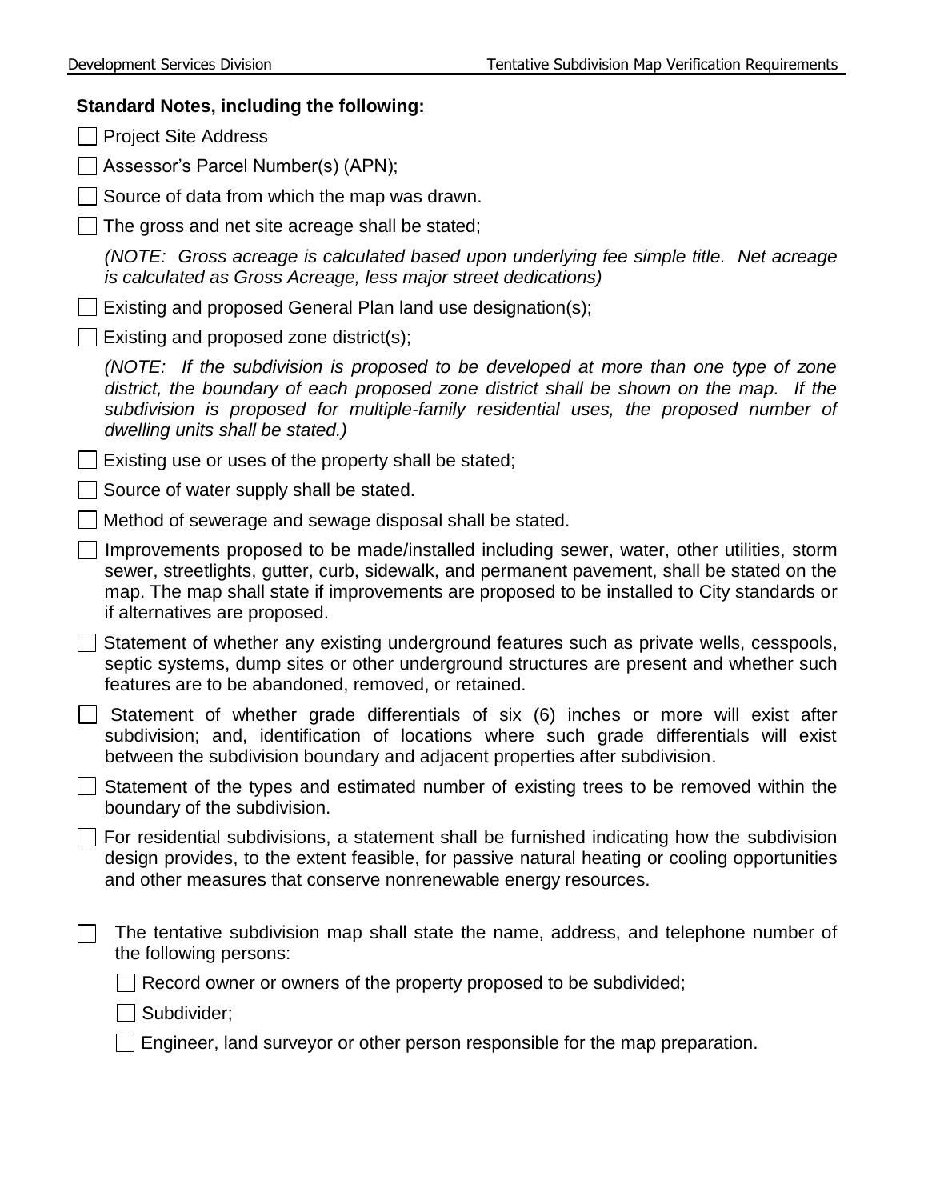**Standard Notes, including the following:**

- [ ] Project Site Address
- [ ] Assessor's Parcel Number(s) (APN);
- [ ] Source of data from which the map was drawn.
- [ ] The gross and net site acreage shall be stated;

  *(NOTE: Gross acreage is calculated based upon underlying fee simple title. Net acreage is calculated as Gross Acreage, less major street dedications)*

- [ ] Existing and proposed General Plan land use designation(s);
- [ ] Existing and proposed zone district(s);

  *(NOTE: If the subdivision is proposed to be developed at more than one type of zone district, the boundary of each proposed zone district shall be shown on the map. If the subdivision is proposed for multiple-family residential uses, the proposed number of dwelling units shall be stated.)*

- [ ] Existing use or uses of the property shall be stated;
- [ ] Source of water supply shall be stated.
- [ ] Method of sewerage and sewage disposal shall be stated.
- [ ] Improvements proposed to be made/installed including sewer, water, other utilities, storm sewer, streetlights, gutter, curb, sidewalk, and permanent pavement, shall be stated on the map. The map shall state if improvements are proposed to be installed to City standards or if alternatives are proposed.
- [ ] Statement of whether any existing underground features such as private wells, cesspools, septic systems, dump sites or other underground structures are present and whether such features are to be abandoned, removed, or retained.
- [ ] Statement of whether grade differentials of six (6) inches or more will exist after subdivision; and, identification of locations where such grade differentials will exist between the subdivision boundary and adjacent properties after subdivision.
- [ ] Statement of the types and estimated number of existing trees to be removed within the boundary of the subdivision.
- [ ] For residential subdivisions, a statement shall be furnished indicating how the subdivision design provides, to the extent feasible, for passive natural heating or cooling opportunities and other measures that conserve nonrenewable energy resources.

- [ ] The tentative subdivision map shall state the name, address, and telephone number of the following persons:
  - [ ] Record owner or owners of the property proposed to be subdivided;
  - [ ] Subdivider;
  - [ ] Engineer, land surveyor or other person responsible for the map preparation.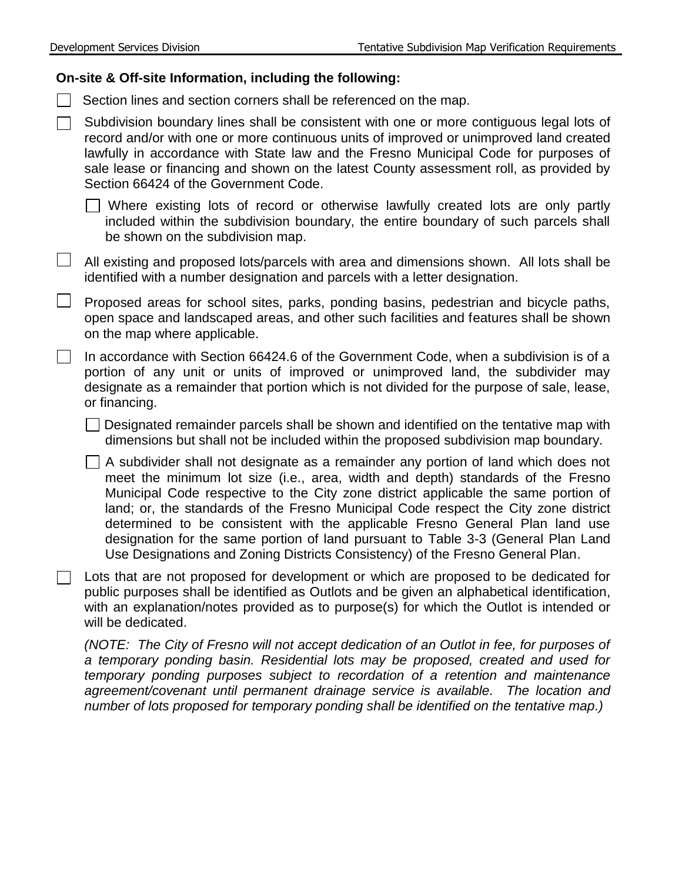**On-site & Off-site Information, including the following:**

- [ ] Section lines and section corners shall be referenced on the map.
- [ ] Subdivision boundary lines shall be consistent with one or more contiguous legal lots of record and/or with one or more continuous units of improved or unimproved land created lawfully in accordance with State law and the Fresno Municipal Code for purposes of sale lease or financing and shown on the latest County assessment roll, as provided by Section 66424 of the Government Code.
  - [ ] Where existing lots of record or otherwise lawfully created lots are only partly included within the subdivision boundary, the entire boundary of such parcels shall be shown on the subdivision map.
- [ ] All existing and proposed lots/parcels with area and dimensions shown. All lots shall be identified with a number designation and parcels with a letter designation.
- [ ] Proposed areas for school sites, parks, ponding basins, pedestrian and bicycle paths, open space and landscaped areas, and other such facilities and features shall be shown on the map where applicable.
- [ ] In accordance with Section 66424.6 of the Government Code, when a subdivision is of a portion of any unit or units of improved or unimproved land, the subdivider may designate as a remainder that portion which is not divided for the purpose of sale, lease, or financing.
  - [ ] Designated remainder parcels shall be shown and identified on the tentative map with dimensions but shall not be included within the proposed subdivision map boundary.
  - [ ] A subdivider shall not designate as a remainder any portion of land which does not meet the minimum lot size (i.e., area, width and depth) standards of the Fresno Municipal Code respective to the City zone district applicable the same portion of land; or, the standards of the Fresno Municipal Code respect the City zone district determined to be consistent with the applicable Fresno General Plan land use designation for the same portion of land pursuant to Table 3-3 (General Plan Land Use Designations and Zoning Districts Consistency) of the Fresno General Plan.
- [ ] Lots that are not proposed for development or which are proposed to be dedicated for public purposes shall be identified as Outlots and be given an alphabetical identification, with an explanation/notes provided as to purpose(s) for which the Outlot is intended or will be dedicated.

  *(NOTE: The City of Fresno will not accept dedication of an Outlot in fee, for purposes of a temporary ponding basin. Residential lots may be proposed, created and used for temporary ponding purposes subject to recordation of a retention and maintenance agreement/covenant until permanent drainage service is available. The location and number of lots proposed for temporary ponding shall be identified on the tentative map.)*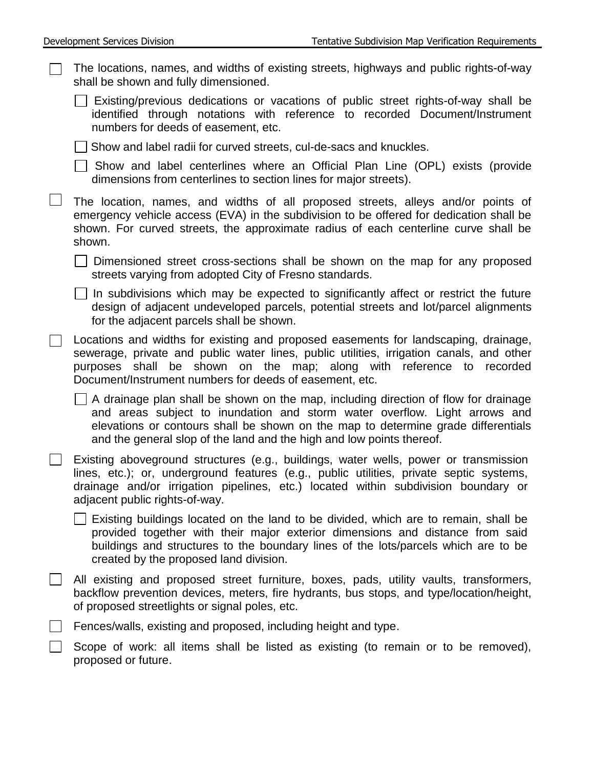- [ ] The locations, names, and widths of existing streets, highways and public rights-of-way shall be shown and fully dimensioned.
  - [ ] Existing/previous dedications or vacations of public street rights-of-way shall be identified through notations with reference to recorded Document/Instrument numbers for deeds of easement, etc.
  - [ ] Show and label radii for curved streets, cul-de-sacs and knuckles.
  - [ ] Show and label centerlines where an Official Plan Line (OPL) exists (provide dimensions from centerlines to section lines for major streets).
- [ ] The location, names, and widths of all proposed streets, alleys and/or points of emergency vehicle access (EVA) in the subdivision to be offered for dedication shall be shown. For curved streets, the approximate radius of each centerline curve shall be shown.
  - [ ] Dimensioned street cross-sections shall be shown on the map for any proposed streets varying from adopted City of Fresno standards.
  - [ ] In subdivisions which may be expected to significantly affect or restrict the future design of adjacent undeveloped parcels, potential streets and lot/parcel alignments for the adjacent parcels shall be shown.
- [ ] Locations and widths for existing and proposed easements for landscaping, drainage, sewerage, private and public water lines, public utilities, irrigation canals, and other purposes shall be shown on the map; along with reference to recorded Document/Instrument numbers for deeds of easement, etc.
  - [ ] A drainage plan shall be shown on the map, including direction of flow for drainage and areas subject to inundation and storm water overflow. Light arrows and elevations or contours shall be shown on the map to determine grade differentials and the general slop of the land and the high and low points thereof.
- [ ] Existing aboveground structures (e.g., buildings, water wells, power or transmission lines, etc.); or, underground features (e.g., public utilities, private septic systems, drainage and/or irrigation pipelines, etc.) located within subdivision boundary or adjacent public rights-of-way.
  - [ ] Existing buildings located on the land to be divided, which are to remain, shall be provided together with their major exterior dimensions and distance from said buildings and structures to the boundary lines of the lots/parcels which are to be created by the proposed land division.
- [ ] All existing and proposed street furniture, boxes, pads, utility vaults, transformers, backflow prevention devices, meters, fire hydrants, bus stops, and type/location/height, of proposed streetlights or signal poles, etc.
- [ ] Fences/walls, existing and proposed, including height and type.
- [ ] Scope of work: all items shall be listed as existing (to remain or to be removed), proposed or future.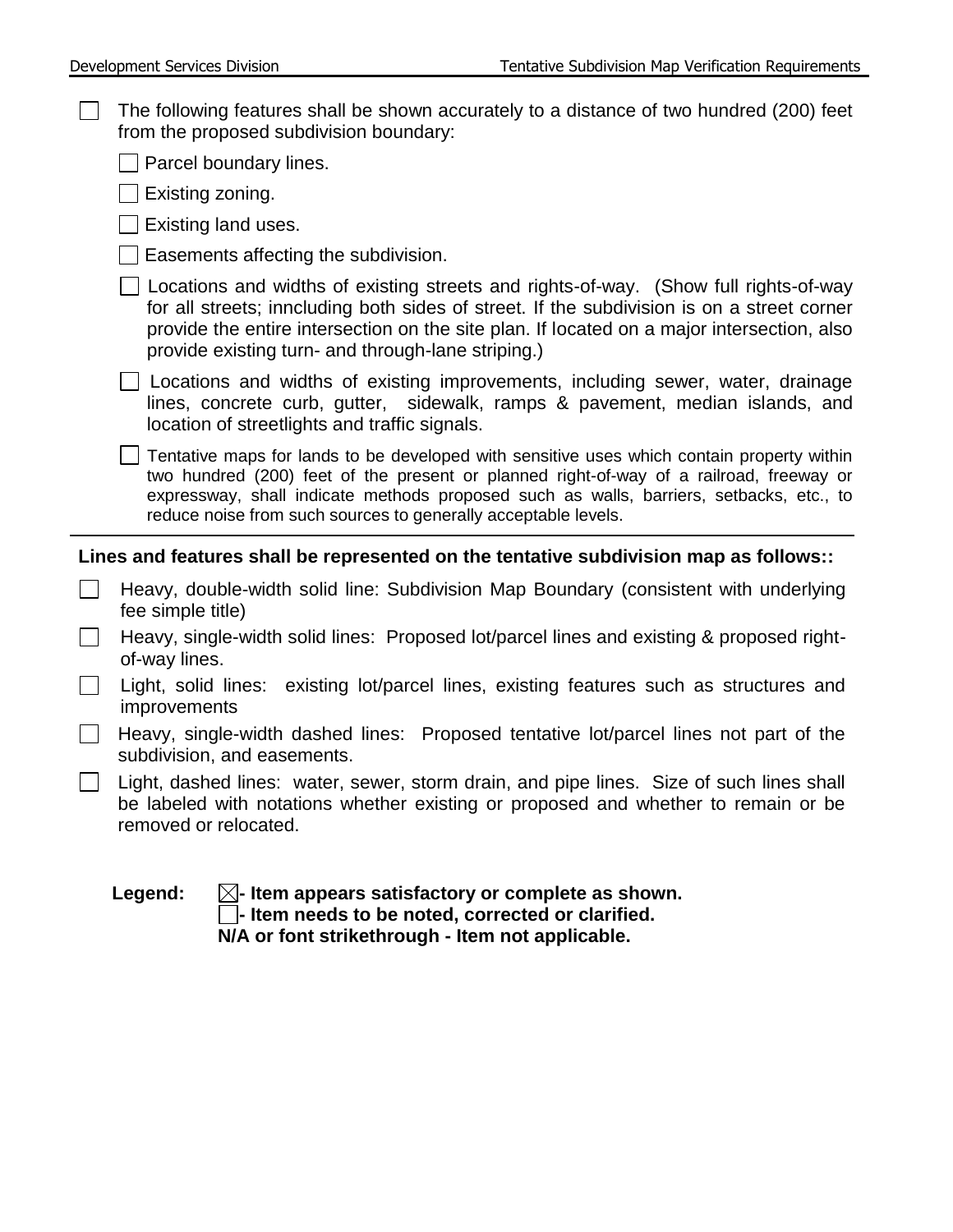- [ ] The following features shall be shown accurately to a distance of two hundred (200) feet from the proposed subdivision boundary:
  - [ ] Parcel boundary lines.
  - [ ] Existing zoning.
  - [ ] Existing land uses.
  - [ ] Easements affecting the subdivision.
  - [ ] Locations and widths of existing streets and rights-of-way. (Show full rights-of-way for all streets; inncluding both sides of street. If the subdivision is on a street corner provide the entire intersection on the site plan. If located on a major intersection, also provide existing turn- and through-lane striping.)
  - [ ] Locations and widths of existing improvements, including sewer, water, drainage lines, concrete curb, gutter, sidewalk, ramps & pavement, median islands, and location of streetlights and traffic signals.
  - [ ] Tentative maps for lands to be developed with sensitive uses which contain property within two hundred (200) feet of the present or planned right-of-way of a railroad, freeway or expressway, shall indicate methods proposed such as walls, barriers, setbacks, etc., to reduce noise from such sources to generally acceptable levels.

**Lines and features shall be represented on the tentative subdivision map as follows::**

- [ ] Heavy, double-width solid line: Subdivision Map Boundary (consistent with underlying fee simple title)
- [ ] Heavy, single-width solid lines: Proposed lot/parcel lines and existing & proposed right-of-way lines.
- [ ] Light, solid lines: existing lot/parcel lines, existing features such as structures and improvements
- [ ] Heavy, single-width dashed lines: Proposed tentative lot/parcel lines not part of the subdivision, and easements.
- [ ] Light, dashed lines: water, sewer, storm drain, and pipe lines. Size of such lines shall be labeled with notations whether existing or proposed and whether to remain or be removed or relocated.

**Legend:**
- [x] **- Item appears satisfactory or complete as shown.**
- [ ] **- Item needs to be noted, corrected or clarified.**

**N/A or font strikethrough - Item not applicable.**